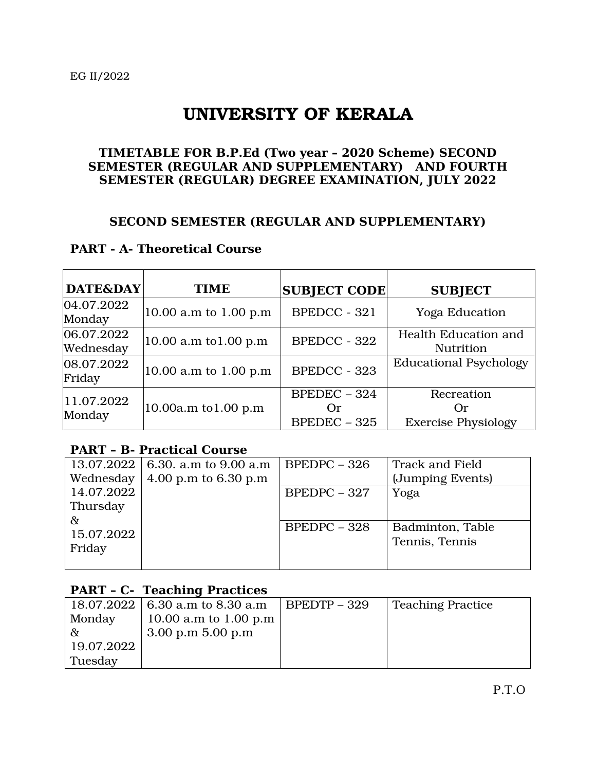EG II/2022

# UNIVERSITY OF KERALA

### TIMETABLE FOR B.P.Ed (Two year – 2020 Scheme) SECOND SEMESTER (REGULAR AND SUPPLEMENTARY) AND FOURTH SEMESTER (REGULAR) DEGREE EXAMINATION, JULY 2022

### SECOND SEMESTER (REGULAR AND SUPPLEMENTARY)

**PART - A- Theoretical Course**

| DATE&DAY | TIME | SUBJECT CODE | SUBJECT |
|---|---|---|---|
| 04.07.2022 Monday | 10.00 a.m to 1.00 p.m | BPEDCC - 321 | Yoga Education |
| 06.07.2022 Wednesday | 10.00 a.m to1.00 p.m | BPEDCC - 322 | Health Education and Nutrition |
| 08.07.2022 Friday | 10.00 a.m to 1.00 p.m | BPEDCC - 323 | Educational Psychology |
| 11.07.2022 Monday | 10.00a.m to1.00 p.m | BPEDEC – 324 Or BPEDEC – 325 | Recreation Or Exercise Physiology |

**PART – B- Practical Course**

| | | | |
|---|---|---|---|
| 13.07.2022 Wednesday 14.07.2022 Thursday & 15.07.2022 Friday | 6.30. a.m to 9.00 a.m 4.00 p.m to 6.30 p.m | BPEDPC – 326 | Track and Field (Jumping Events) |
| | | BPEDPC – 327 | Yoga |
| | | BPEDPC – 328 | Badminton, Table Tennis, Tennis |

**PART – C- Teaching Practices**

| | | | |
|---|---|---|---|
| 18.07.2022 Monday & 19.07.2022 Tuesday | 6.30 a.m to 8.30 a.m 10.00 a.m to 1.00 p.m 3.00 p.m 5.00 p.m | BPEDTP – 329 | Teaching Practice |

P.T.O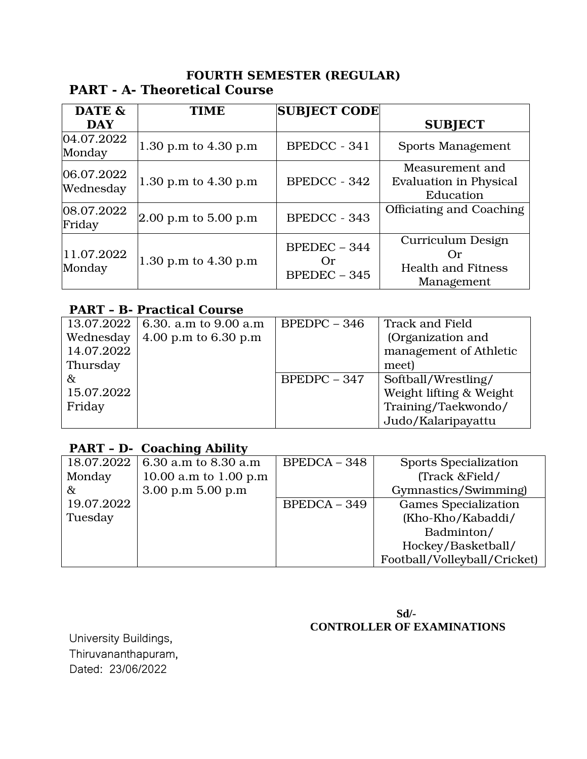**FOURTH SEMESTER (REGULAR)**

## PART - A- Theoretical Course

| DATE & DAY | TIME | SUBJECT CODE | SUBJECT |
|---|---|---|---|
| 04.07.2022 Monday | 1.30 p.m to 4.30 p.m | BPEDCC - 341 | Sports Management |
| 06.07.2022 Wednesday | 1.30 p.m to 4.30 p.m | BPEDCC - 342 | Measurement and Evaluation in Physical Education |
| 08.07.2022 Friday | 2.00 p.m to 5.00 p.m | BPEDCC - 343 | Officiating and Coaching |
| 11.07.2022 Monday | 1.30 p.m to 4.30 p.m | BPEDEC – 344 Or BPEDEC – 345 | Curriculum Design Or Health and Fitness Management |

## PART – B- Practical Course

| | | | |
|---|---|---|---|
| 13.07.2022 Wednesday 14.07.2022 Thursday & 15.07.2022 Friday | 6.30. a.m to 9.00 a.m 4.00 p.m to 6.30 p.m | BPEDPC – 346 | Track and Field (Organization and management of Athletic meet) |
| | | BPEDPC – 347 | Softball/Wrestling/ Weight lifting & Weight Training/Taekwondo/ Judo/Kalaripayattu |

## PART – D- Coaching Ability

| | | | |
|---|---|---|---|
| 18.07.2022 Monday & 19.07.2022 Tuesday | 6.30 a.m to 8.30 a.m 10.00 a.m to 1.00 p.m 3.00 p.m 5.00 p.m | BPEDCA – 348 | Sports Specialization (Track &Field/ Gymnastics/Swimming) |
| | | BPEDCA – 349 | Games Specialization (Kho-Kho/Kabaddi/ Badminton/ Hockey/Basketball/ Football/Volleyball/Cricket) |

Sd/-
**CONTROLLER OF EXAMINATIONS**

University Buildings,
Thiruvananthapuram,
Dated: 23/06/2022